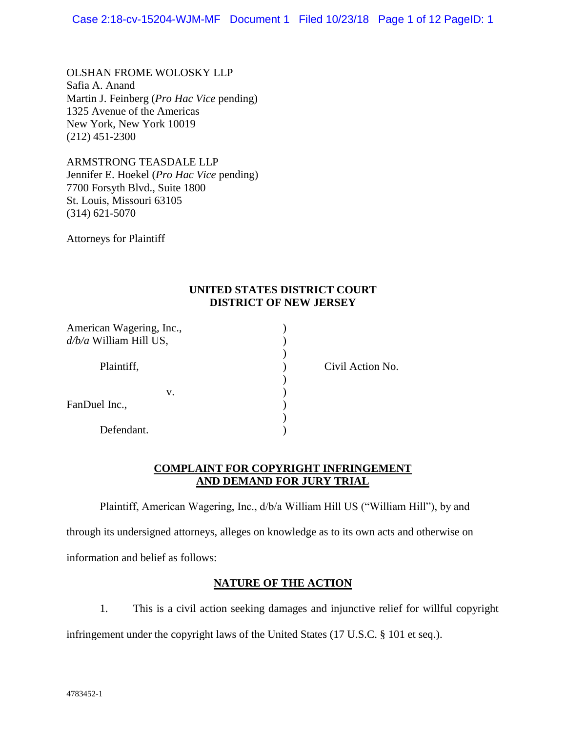OLSHAN FROME WOLOSKY LLP
Safia A. Anand
Martin J. Feinberg (*Pro Hac Vice* pending)
1325 Avenue of the Americas
New York, New York 10019
(212) 451-2300

ARMSTRONG TEASDALE LLP
Jennifer E. Hoekel (*Pro Hac Vice* pending)
7700 Forsyth Blvd., Suite 1800
St. Louis, Missouri 63105
(314) 621-5070

Attorneys for Plaintiff

**UNITED STATES DISTRICT COURT**
**DISTRICT OF NEW JERSEY**

| | | |
|---|---|---|
| American Wagering, Inc., *d/b/a* William Hill US, | ) | |
| Plaintiff, | ) | Civil Action No. |
| v. | ) | |
| FanDuel Inc., | ) | |
| Defendant. | ) | |

**COMPLAINT FOR COPYRIGHT INFRINGEMENT AND DEMAND FOR JURY TRIAL**

Plaintiff, American Wagering, Inc., d/b/a William Hill US ("William Hill"), by and through its undersigned attorneys, alleges on knowledge as to its own acts and otherwise on information and belief as follows:

## NATURE OF THE ACTION

1. This is a civil action seeking damages and injunctive relief for willful copyright infringement under the copyright laws of the United States (17 U.S.C. § 101 et seq.).

4783452-1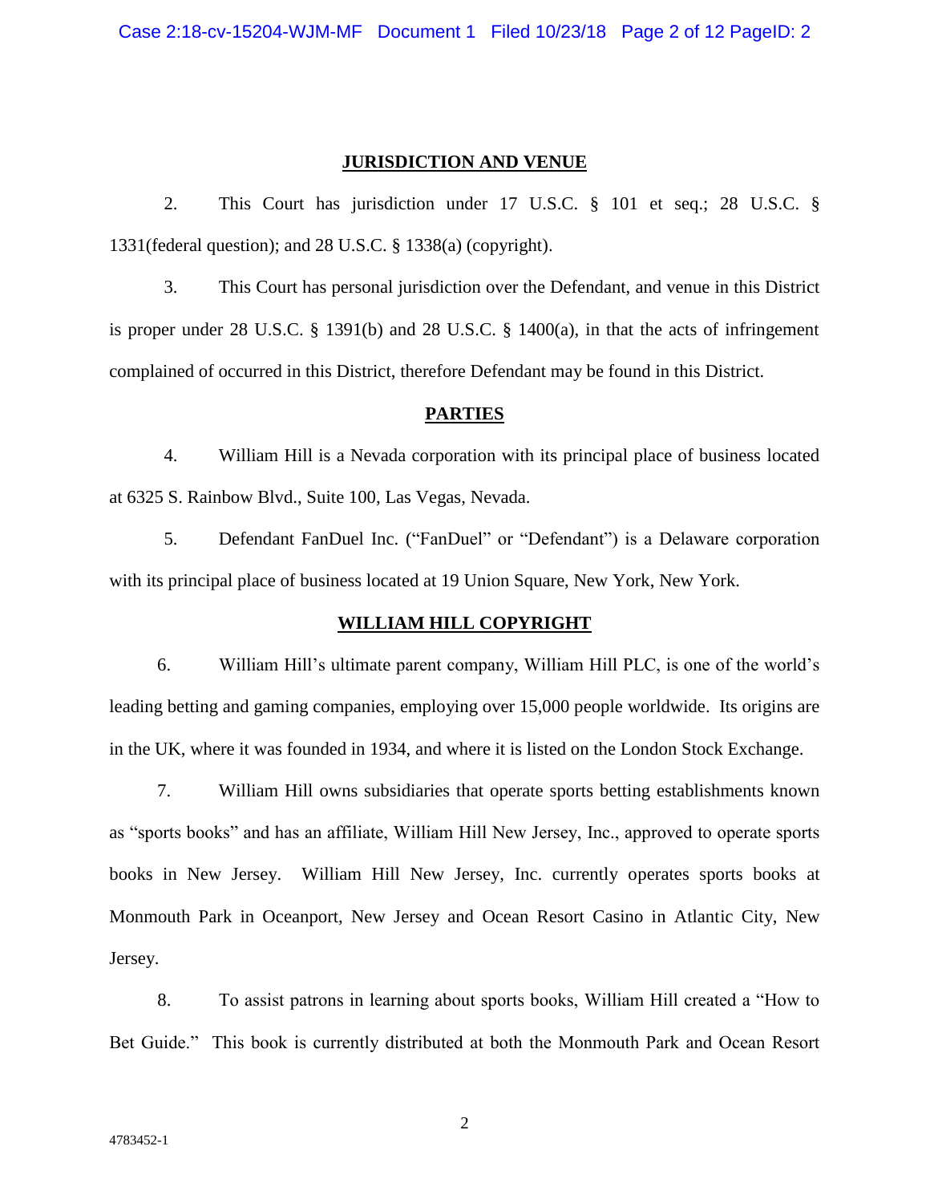## JURISDICTION AND VENUE

2. This Court has jurisdiction under 17 U.S.C. § 101 et seq.; 28 U.S.C. § 1331(federal question); and 28 U.S.C. § 1338(a) (copyright).

3. This Court has personal jurisdiction over the Defendant, and venue in this District is proper under 28 U.S.C. § 1391(b) and 28 U.S.C. § 1400(a), in that the acts of infringement complained of occurred in this District, therefore Defendant may be found in this District.

## PARTIES

4. William Hill is a Nevada corporation with its principal place of business located at 6325 S. Rainbow Blvd., Suite 100, Las Vegas, Nevada.

5. Defendant FanDuel Inc. ("FanDuel" or "Defendant") is a Delaware corporation with its principal place of business located at 19 Union Square, New York, New York.

## WILLIAM HILL COPYRIGHT

6. William Hill's ultimate parent company, William Hill PLC, is one of the world's leading betting and gaming companies, employing over 15,000 people worldwide. Its origins are in the UK, where it was founded in 1934, and where it is listed on the London Stock Exchange.

7. William Hill owns subsidiaries that operate sports betting establishments known as "sports books" and has an affiliate, William Hill New Jersey, Inc., approved to operate sports books in New Jersey. William Hill New Jersey, Inc. currently operates sports books at Monmouth Park in Oceanport, New Jersey and Ocean Resort Casino in Atlantic City, New Jersey.

8. To assist patrons in learning about sports books, William Hill created a "How to Bet Guide." This book is currently distributed at both the Monmouth Park and Ocean Resort

4783452-1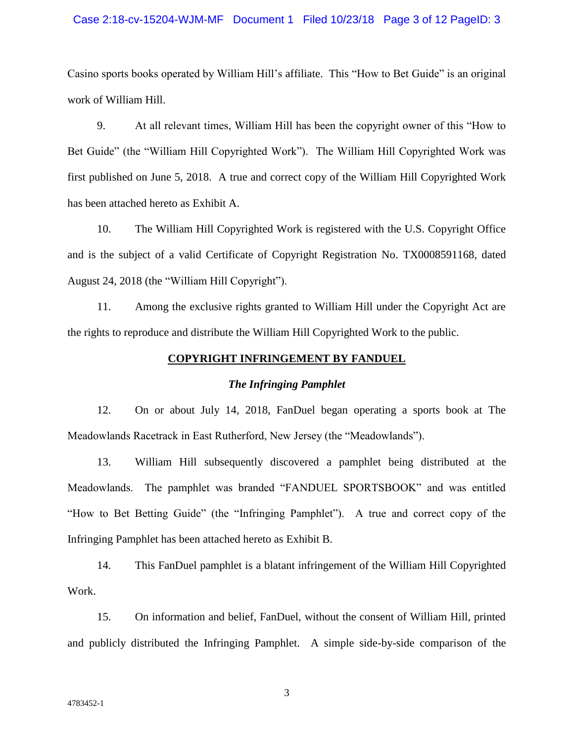Casino sports books operated by William Hill's affiliate. This "How to Bet Guide" is an original work of William Hill.

9. At all relevant times, William Hill has been the copyright owner of this "How to Bet Guide" (the "William Hill Copyrighted Work"). The William Hill Copyrighted Work was first published on June 5, 2018. A true and correct copy of the William Hill Copyrighted Work has been attached hereto as Exhibit A.

10. The William Hill Copyrighted Work is registered with the U.S. Copyright Office and is the subject of a valid Certificate of Copyright Registration No. TX0008591168, dated August 24, 2018 (the "William Hill Copyright").

11. Among the exclusive rights granted to William Hill under the Copyright Act are the rights to reproduce and distribute the William Hill Copyrighted Work to the public.

## COPYRIGHT INFRINGEMENT BY FANDUEL

### *The Infringing Pamphlet*

12. On or about July 14, 2018, FanDuel began operating a sports book at The Meadowlands Racetrack in East Rutherford, New Jersey (the "Meadowlands").

13. William Hill subsequently discovered a pamphlet being distributed at the Meadowlands. The pamphlet was branded "FANDUEL SPORTSBOOK" and was entitled "How to Bet Betting Guide" (the "Infringing Pamphlet"). A true and correct copy of the Infringing Pamphlet has been attached hereto as Exhibit B.

14. This FanDuel pamphlet is a blatant infringement of the William Hill Copyrighted Work.

15. On information and belief, FanDuel, without the consent of William Hill, printed and publicly distributed the Infringing Pamphlet. A simple side-by-side comparison of the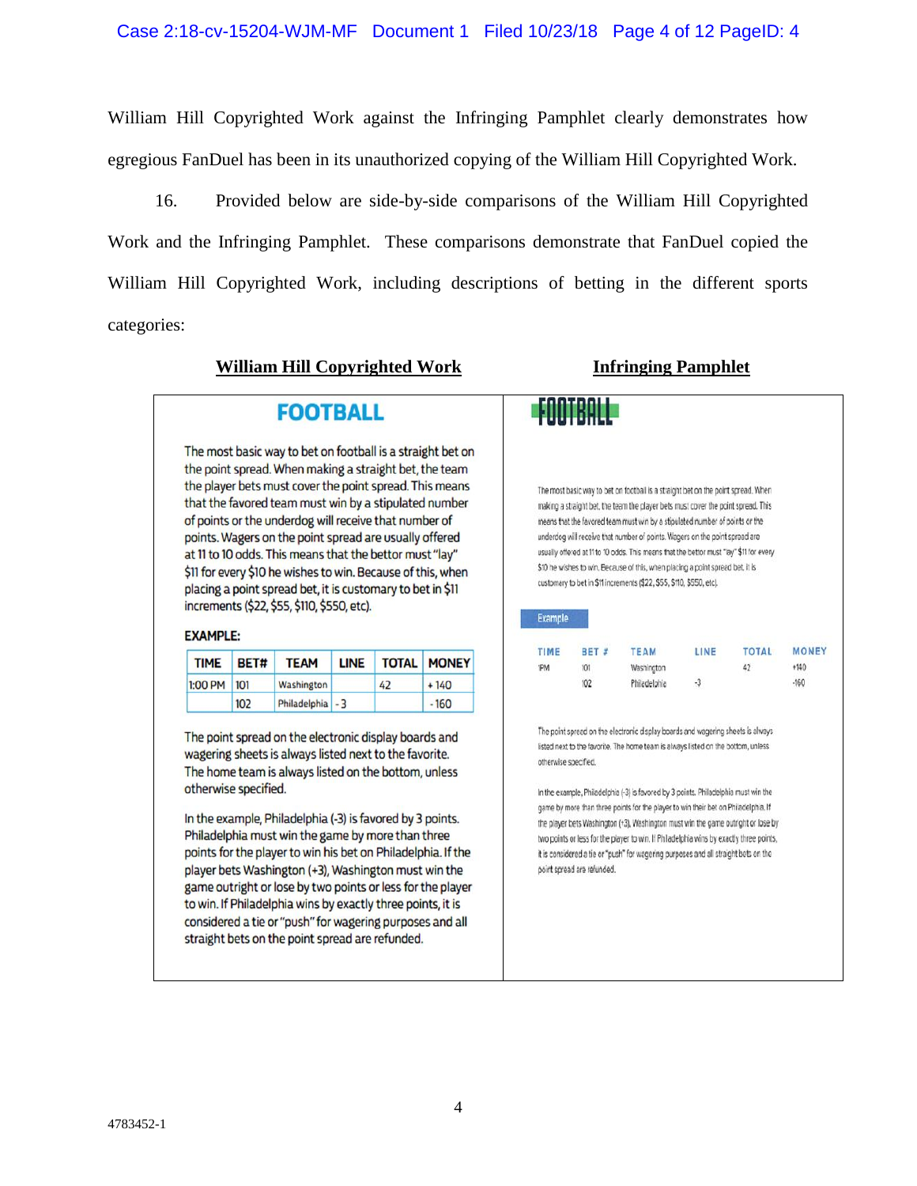William Hill Copyrighted Work against the Infringing Pamphlet clearly demonstrates how egregious FanDuel has been in its unauthorized copying of the William Hill Copyrighted Work.

16. Provided below are side-by-side comparisons of the William Hill Copyrighted Work and the Infringing Pamphlet. These comparisons demonstrate that FanDuel copied the William Hill Copyrighted Work, including descriptions of betting in the different sports categories:

**William Hill Copyrighted Work**

## FOOTBALL

The most basic way to bet on football is a straight bet on the point spread. When making a straight bet, the team the player bets must cover the point spread. This means that the favored team must win by a stipulated number of points or the underdog will receive that number of points. Wagers on the point spread are usually offered at 11 to 10 odds. This means that the bettor must "lay" $11 for every $10 he wishes to win. Because of this, when placing a point spread bet, it is customary to bet in $11 increments ($22, $55, $110, $550, etc).

**EXAMPLE:**

| TIME | BET# | TEAM | LINE | TOTAL | MONEY |
|---|---|---|---|---|---|
| 1:00 PM | 101 | Washington | | 42 | + 140 |
| | 102 | Philadelphia | - 3 | | - 160 |

The point spread on the electronic display boards and wagering sheets is always listed next to the favorite. The home team is always listed on the bottom, unless otherwise specified.

In the example, Philadelphia (-3) is favored by 3 points. Philadelphia must win the game by more than three points for the player to win his bet on Philadelphia. If the player bets Washington (+3), Washington must win the game outright or lose by two points or less for the player to win. If Philadelphia wins by exactly three points, it is considered a tie or "push" for wagering purposes and all straight bets on the point spread are refunded.

**Infringing Pamphlet**

## FOOTBALL

The most basic way to bet on football is a straight bet on the point spread. When making a straight bet, the team the player bets must cover the point spread. This means that the favored team must win by a stipulated number of points or the underdog will receive that number of points. Wagers on the point spread are usually offered at 11 to 10 odds. This means that the bettor must "lay" $11 for every $10 he wishes to win. Because of this, when placing a point spread bet, it is customary to bet in $11 increments ($22, $55, $110, $550, etc).

Example

| TIME | BET # | TEAM | LINE | TOTAL | MONEY |
|---|---|---|---|---|---|
| 1PM | 101 | Washington | | 42 | +140 |
| | 102 | Philadelphia | -3 | | -160 |

The point spread on the electronic display boards and wagering sheets is always listed next to the favorite. The home team is always listed on the bottom, unless otherwise specified.

In the example, Philadelphia (-3) is favored by 3 points. Philadelphia must win the game by more than three points for the player to win their bet on Philadelphia. If the player bets Washington (+3), Washington must win the game outright or lose by two points or less for the player to win. If Philadelphia wins by exactly three points, it is considered a tie or "push" for wagering purposes and all straight bets on the point spread are refunded.

4783452-1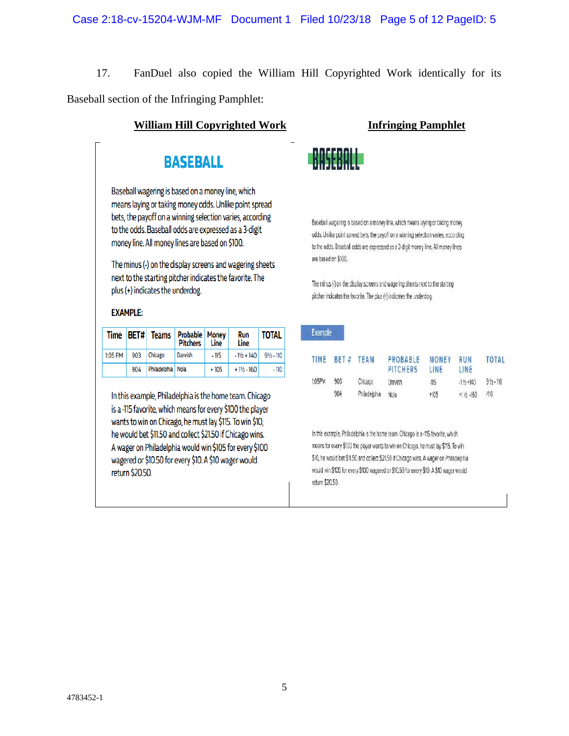17. FanDuel also copied the William Hill Copyrighted Work identically for its Baseball section of the Infringing Pamphlet:

**William Hill Copyrighted Work**

## BASEBALL

Baseball wagering is based on a money line, which means laying or taking money odds. Unlike point spread bets, the payoff on a winning selection varies, according to the odds. Baseball odds are expressed as a 3-digit money line. All money lines are based on $100.

The minus (-) on the display screens and wagering sheets next to the starting pitcher indicates the favorite. The plus (+) indicates the underdog.

**EXAMPLE:**

| Time | BET# | Teams | Probable Pitchers | Money Line | Run Line | TOTAL |
|---|---|---|---|---|---|---|
| 1:05 PM | 903 | Chicago | Darvish | - 115 | - 1½ + 140 | 9½ - 110 |
| | 904 | Philadelphia | Nola | + 105 | + 1½ - 160 | - 110 |

In this example, Philadelphia is the home team. Chicago is a -115 favorite, which means for every $100 the player wants to win on Chicago, he must lay $115. To win $10, he would bet $11.50 and collect $21.50 if Chicago wins. A wager on Philadelphia would win $105 for every $100 wagered or $10.50 for every $10. A $10 wager would return $20.50.

**Infringing Pamphlet**

## BASEBALL

Baseball wagering is based on a money line, which means laying or taking money odds. Unlike point spread bets, the payoff on a winning selection varies, according to the odds. Baseball odds are expressed as a 3-digit money line. All money lines are based on $100.

The minus (-) on the display screens and wagering sheets next to the starting pitcher indicates the favorite. The plus (+) indicates the underdog.

Example

| TIME | BET # | TEAM | PROBABLE PITCHERS | MONEY LINE | RUN LINE | TOTAL |
|---|---|---|---|---|---|---|
| 1:05PM | 903 | Chicago | Darvish | -115 | -1½ +140 | 9½ - 110 |
| | 904 | Philadelphia | Nola | +105 | +1 ½ -160 | -110 |

In this example, Philadelphia is the home team. Chicago is a -115 favorite, which means for every $100 the player wants to win on Chicago, he must lay $115. To win $10, he would bet $11.50 and collect $21.50 if Chicago wins. A wager on Philadelphia would win $105 for every $100 wagered or $10.50 for every $10. A $10 wager would return $20.50.

4783452-1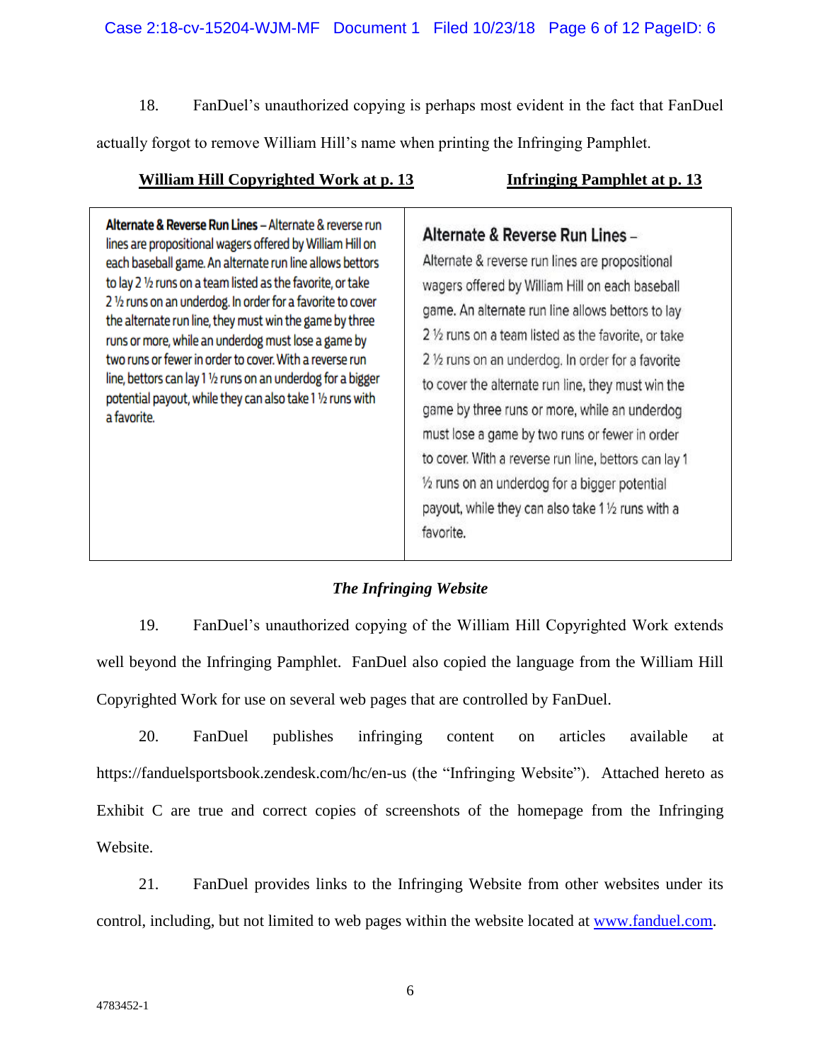18. FanDuel's unauthorized copying is perhaps most evident in the fact that FanDuel actually forgot to remove William Hill's name when printing the Infringing Pamphlet.

| **William Hill Copyrighted Work at p. 13** | **Infringing Pamphlet at p. 13** |
| --- | --- |
| **Alternate & Reverse Run Lines** – Alternate & reverse run lines are propositional wagers offered by William Hill on each baseball game. An alternate run line allows bettors to lay 2 ½ runs on a team listed as the favorite, or take 2 ½ runs on an underdog. In order for a favorite to cover the alternate run line, they must win the game by three runs or more, while an underdog must lose a game by two runs or fewer in order to cover. With a reverse run line, bettors can lay 1 ½ runs on an underdog for a bigger potential payout, while they can also take 1 ½ runs with a favorite. | **Alternate & Reverse Run Lines** – Alternate & reverse run lines are propositional wagers offered by William Hill on each baseball game. An alternate run line allows bettors to lay 2 ½ runs on a team listed as the favorite, or take 2 ½ runs on an underdog. In order for a favorite to cover the alternate run line, they must win the game by three runs or more, while an underdog must lose a game by two runs or fewer in order to cover. With a reverse run line, bettors can lay 1 ½ runs on an underdog for a bigger potential payout, while they can also take 1 ½ runs with a favorite. |

***The Infringing Website***

19. FanDuel's unauthorized copying of the William Hill Copyrighted Work extends well beyond the Infringing Pamphlet. FanDuel also copied the language from the William Hill Copyrighted Work for use on several web pages that are controlled by FanDuel.

20. FanDuel publishes infringing content on articles available at https://fanduelsportsbook.zendesk.com/hc/en-us (the "Infringing Website"). Attached hereto as Exhibit C are true and correct copies of screenshots of the homepage from the Infringing Website.

21. FanDuel provides links to the Infringing Website from other websites under its control, including, but not limited to web pages within the website located at www.fanduel.com.

4783452-1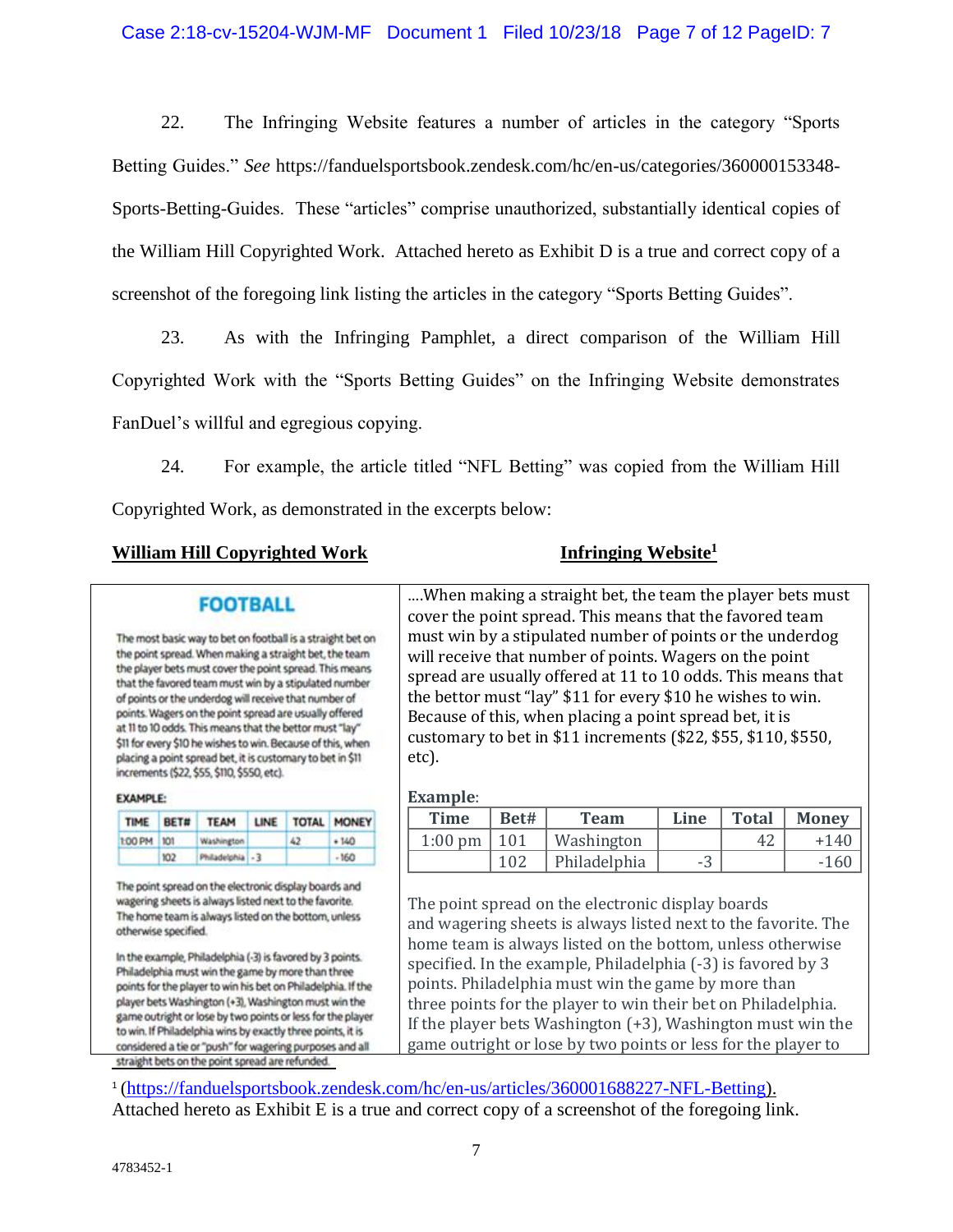22. The Infringing Website features a number of articles in the category "Sports Betting Guides." *See* https://fanduelsportsbook.zendesk.com/hc/en-us/categories/360000153348-Sports-Betting-Guides. These "articles" comprise unauthorized, substantially identical copies of the William Hill Copyrighted Work. Attached hereto as Exhibit D is a true and correct copy of a screenshot of the foregoing link listing the articles in the category "Sports Betting Guides".

23. As with the Infringing Pamphlet, a direct comparison of the William Hill Copyrighted Work with the "Sports Betting Guides" on the Infringing Website demonstrates FanDuel's willful and egregious copying.

24. For example, the article titled "NFL Betting" was copied from the William Hill Copyrighted Work, as demonstrated in the excerpts below:

| **William Hill Copyrighted Work** | **Infringing Website[1]** |
|---|---|
| **FOOTBALL**<br><br>The most basic way to bet on football is a straight bet on the point spread. When making a straight bet, the team the player bets must cover the point spread. This means that the favored team must win by a stipulated number of points or the underdog will receive that number of points. Wagers on the point spread are usually offered at 11 to 10 odds. This means that the bettor must "lay" $11 for every $10 he wishes to win. Because of this, when placing a point spread bet, it is customary to bet in $11 increments ($22, $55, $110, $550, etc).<br><br>**EXAMPLE:**<br><br>TIME / BET# / TEAM / LINE / TOTAL / MONEY<br>1:00 PM / 101 / Washington / / 42 / +140<br> / 102 / Philadelphia / -3 / / -160<br><br>The point spread on the electronic display boards and wagering sheets is always listed next to the favorite. The home team is always listed on the bottom, unless otherwise specified.<br><br>In the example, Philadelphia (-3) is favored by 3 points. Philadelphia must win the game by more than three points for the player to win his bet on Philadelphia. If the player bets Washington (+3), Washington must win the game outright or lose by two points or less for the player to win. If Philadelphia wins by exactly three points, it is considered a tie or "push" for wagering purposes and all straight bets on the point spread are refunded. | ....When making a straight bet, the team the player bets must cover the point spread. This means that the favored team must win by a stipulated number of points or the underdog will receive that number of points. Wagers on the point spread are usually offered at 11 to 10 odds. This means that the bettor must "lay" $11 for every $10 he wishes to win. Because of this, when placing a point spread bet, it is customary to bet in $11 increments ($22, $55, $110, $550, etc).<br><br>**Example**:<br><br>Time / Bet# / Team / Line / Total / Money<br>1:00 pm / 101 / Washington / / 42 / +140<br> / 102 / Philadelphia / -3 / / -160<br><br>The point spread on the electronic display boards and wagering sheets is always listed next to the favorite. The home team is always listed on the bottom, unless otherwise specified. In the example, Philadelphia (-3) is favored by 3 points. Philadelphia must win the game by more than three points for the player to win their bet on Philadelphia. If the player bets Washington (+3), Washington must win the game outright or lose by two points or less for the player to |

[1] (https://fanduelsportsbook.zendesk.com/hc/en-us/articles/360001688227-NFL-Betting). Attached hereto as Exhibit E is a true and correct copy of a screenshot of the foregoing link.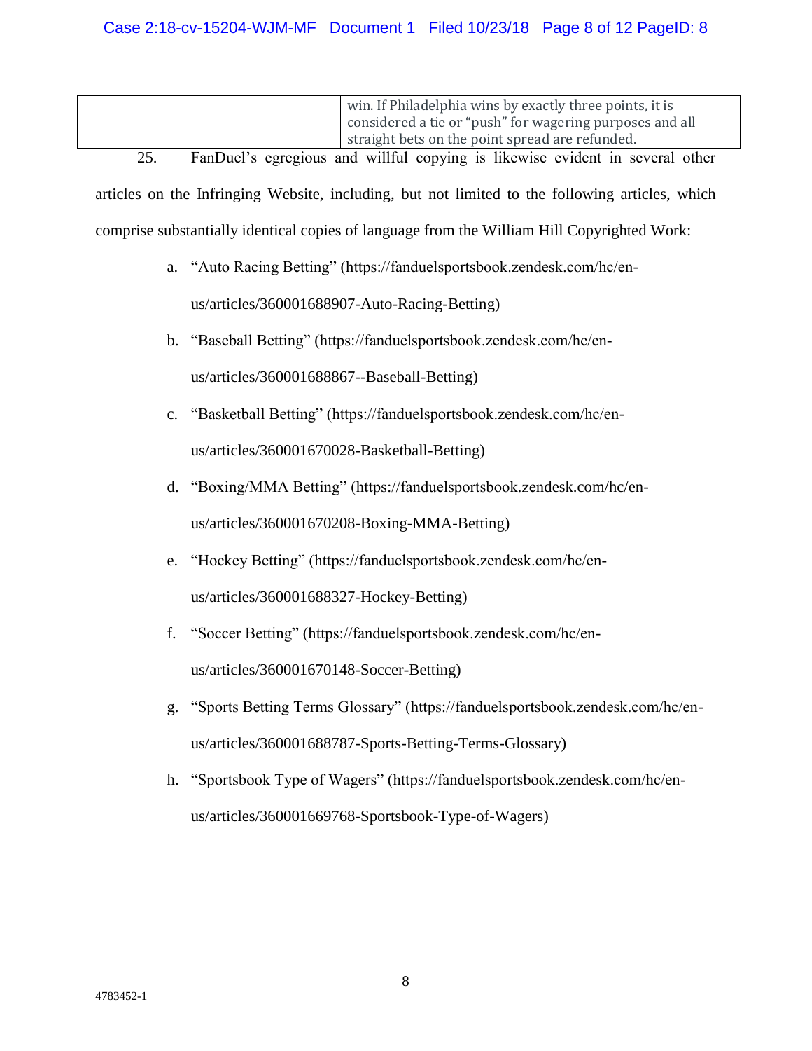| | |
|---|---|
| | win. If Philadelphia wins by exactly three points, it is considered a tie or "push" for wagering purposes and all straight bets on the point spread are refunded. |

25. FanDuel's egregious and willful copying is likewise evident in several other articles on the Infringing Website, including, but not limited to the following articles, which comprise substantially identical copies of language from the William Hill Copyrighted Work:

a. "Auto Racing Betting" (https://fanduelsportsbook.zendesk.com/hc/en-us/articles/360001688907-Auto-Racing-Betting)

b. "Baseball Betting" (https://fanduelsportsbook.zendesk.com/hc/en-us/articles/360001688867--Baseball-Betting)

c. "Basketball Betting" (https://fanduelsportsbook.zendesk.com/hc/en-us/articles/360001670028-Basketball-Betting)

d. "Boxing/MMA Betting" (https://fanduelsportsbook.zendesk.com/hc/en-us/articles/360001670208-Boxing-MMA-Betting)

e. "Hockey Betting" (https://fanduelsportsbook.zendesk.com/hc/en-us/articles/360001688327-Hockey-Betting)

f. "Soccer Betting" (https://fanduelsportsbook.zendesk.com/hc/en-us/articles/360001670148-Soccer-Betting)

g. "Sports Betting Terms Glossary" (https://fanduelsportsbook.zendesk.com/hc/en-us/articles/360001688787-Sports-Betting-Terms-Glossary)

h. "Sportsbook Type of Wagers" (https://fanduelsportsbook.zendesk.com/hc/en-us/articles/360001669768-Sportsbook-Type-of-Wagers)

4783452-1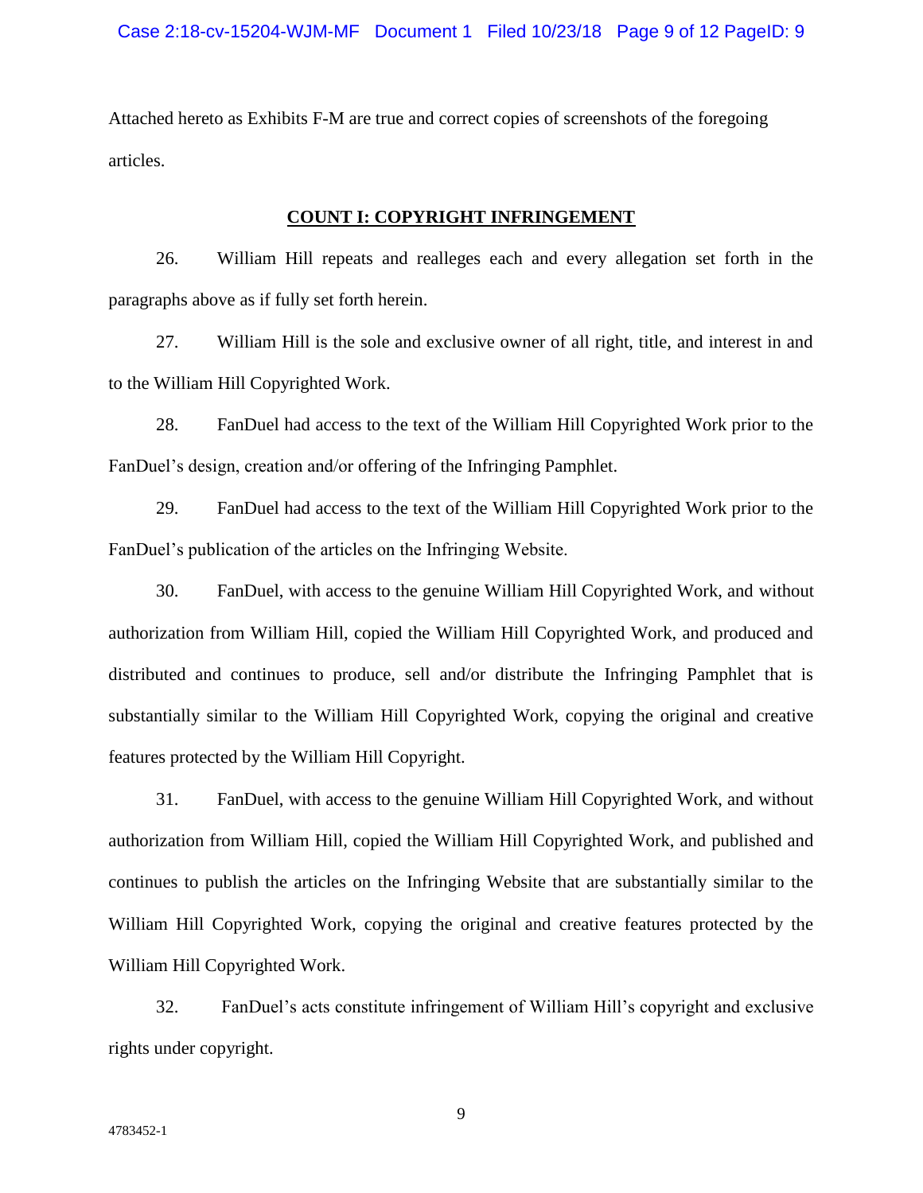Attached hereto as Exhibits F-M are true and correct copies of screenshots of the foregoing articles.

**COUNT I: COPYRIGHT INFRINGEMENT**

26. William Hill repeats and realleges each and every allegation set forth in the paragraphs above as if fully set forth herein.

27. William Hill is the sole and exclusive owner of all right, title, and interest in and to the William Hill Copyrighted Work.

28. FanDuel had access to the text of the William Hill Copyrighted Work prior to the FanDuel's design, creation and/or offering of the Infringing Pamphlet.

29. FanDuel had access to the text of the William Hill Copyrighted Work prior to the FanDuel's publication of the articles on the Infringing Website.

30. FanDuel, with access to the genuine William Hill Copyrighted Work, and without authorization from William Hill, copied the William Hill Copyrighted Work, and produced and distributed and continues to produce, sell and/or distribute the Infringing Pamphlet that is substantially similar to the William Hill Copyrighted Work, copying the original and creative features protected by the William Hill Copyright.

31. FanDuel, with access to the genuine William Hill Copyrighted Work, and without authorization from William Hill, copied the William Hill Copyrighted Work, and published and continues to publish the articles on the Infringing Website that are substantially similar to the William Hill Copyrighted Work, copying the original and creative features protected by the William Hill Copyrighted Work.

32. FanDuel's acts constitute infringement of William Hill's copyright and exclusive rights under copyright.

4783452-1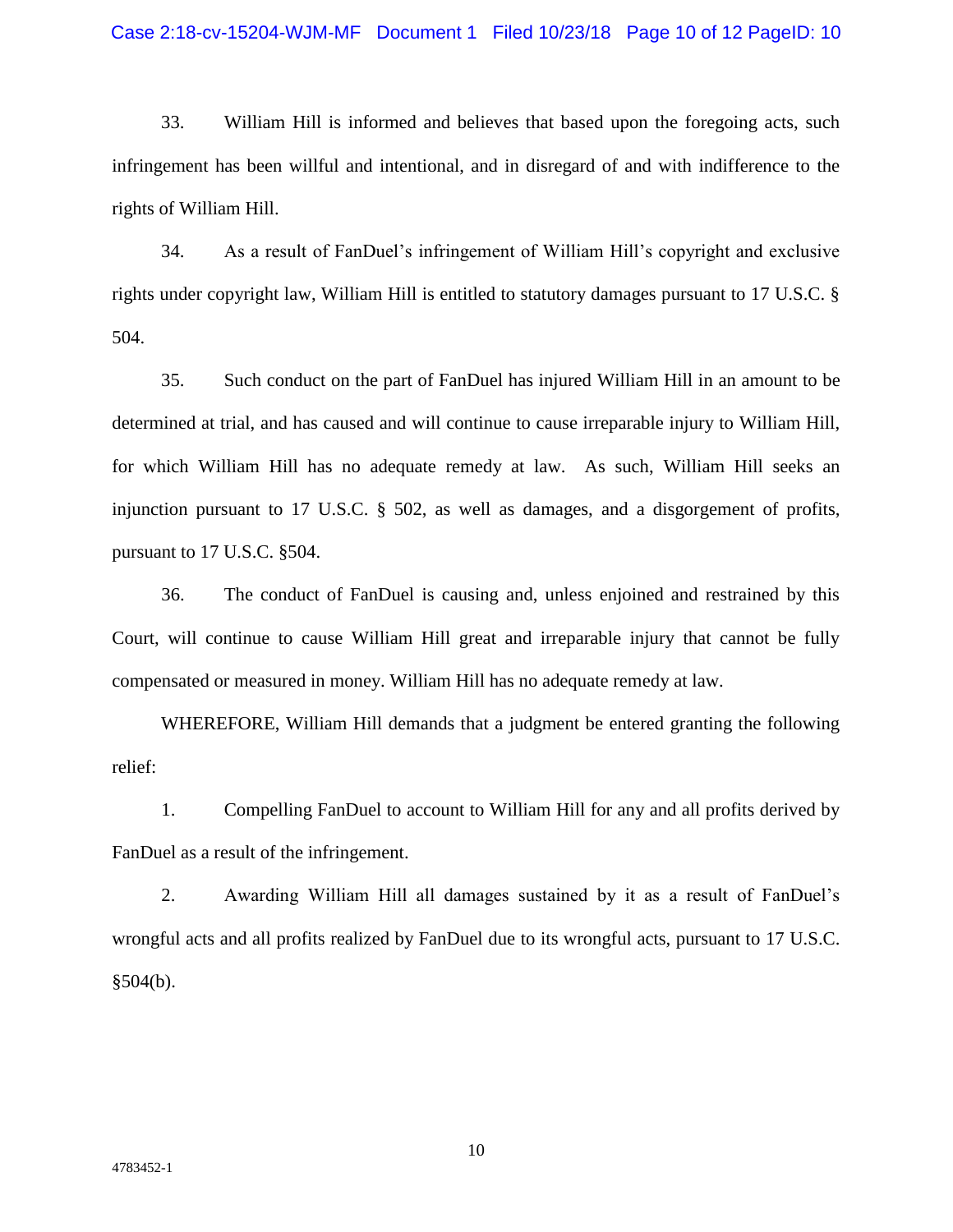33. William Hill is informed and believes that based upon the foregoing acts, such infringement has been willful and intentional, and in disregard of and with indifference to the rights of William Hill.

34. As a result of FanDuel's infringement of William Hill's copyright and exclusive rights under copyright law, William Hill is entitled to statutory damages pursuant to 17 U.S.C. § 504.

35. Such conduct on the part of FanDuel has injured William Hill in an amount to be determined at trial, and has caused and will continue to cause irreparable injury to William Hill, for which William Hill has no adequate remedy at law. As such, William Hill seeks an injunction pursuant to 17 U.S.C. § 502, as well as damages, and a disgorgement of profits, pursuant to 17 U.S.C. §504.

36. The conduct of FanDuel is causing and, unless enjoined and restrained by this Court, will continue to cause William Hill great and irreparable injury that cannot be fully compensated or measured in money. William Hill has no adequate remedy at law.

WHEREFORE, William Hill demands that a judgment be entered granting the following relief:

1. Compelling FanDuel to account to William Hill for any and all profits derived by FanDuel as a result of the infringement.

2. Awarding William Hill all damages sustained by it as a result of FanDuel's wrongful acts and all profits realized by FanDuel due to its wrongful acts, pursuant to 17 U.S.C. §504(b).

4783452-1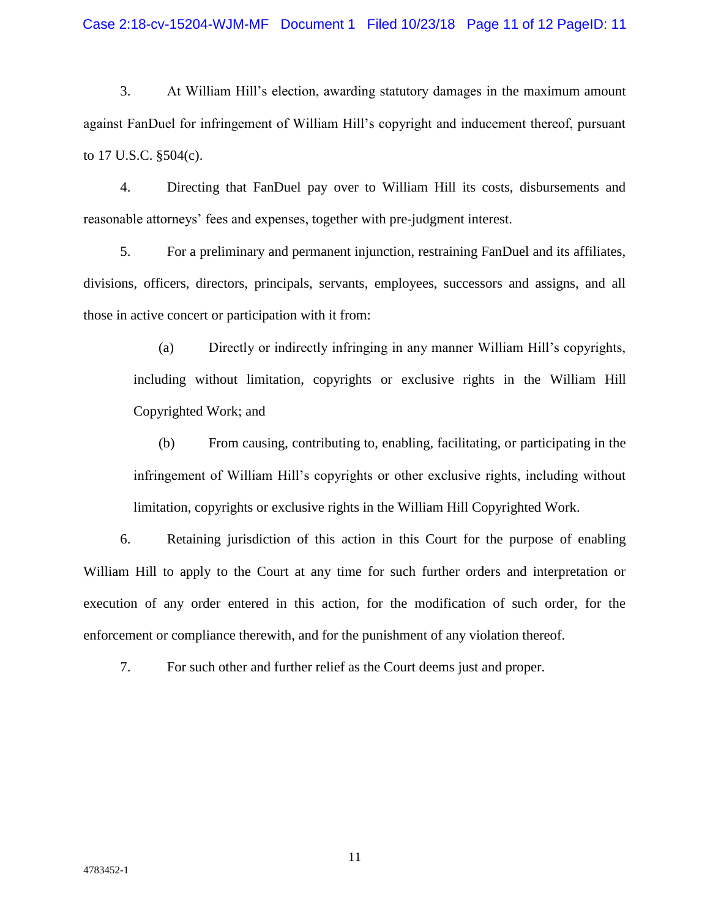3. At William Hill's election, awarding statutory damages in the maximum amount against FanDuel for infringement of William Hill's copyright and inducement thereof, pursuant to 17 U.S.C. §504(c).

4. Directing that FanDuel pay over to William Hill its costs, disbursements and reasonable attorneys' fees and expenses, together with pre-judgment interest.

5. For a preliminary and permanent injunction, restraining FanDuel and its affiliates, divisions, officers, directors, principals, servants, employees, successors and assigns, and all those in active concert or participation with it from:

   (a) Directly or indirectly infringing in any manner William Hill's copyrights, including without limitation, copyrights or exclusive rights in the William Hill Copyrighted Work; and

   (b) From causing, contributing to, enabling, facilitating, or participating in the infringement of William Hill's copyrights or other exclusive rights, including without limitation, copyrights or exclusive rights in the William Hill Copyrighted Work.

6. Retaining jurisdiction of this action in this Court for the purpose of enabling William Hill to apply to the Court at any time for such further orders and interpretation or execution of any order entered in this action, for the modification of such order, for the enforcement or compliance therewith, and for the punishment of any violation thereof.

7. For such other and further relief as the Court deems just and proper.

4783452-1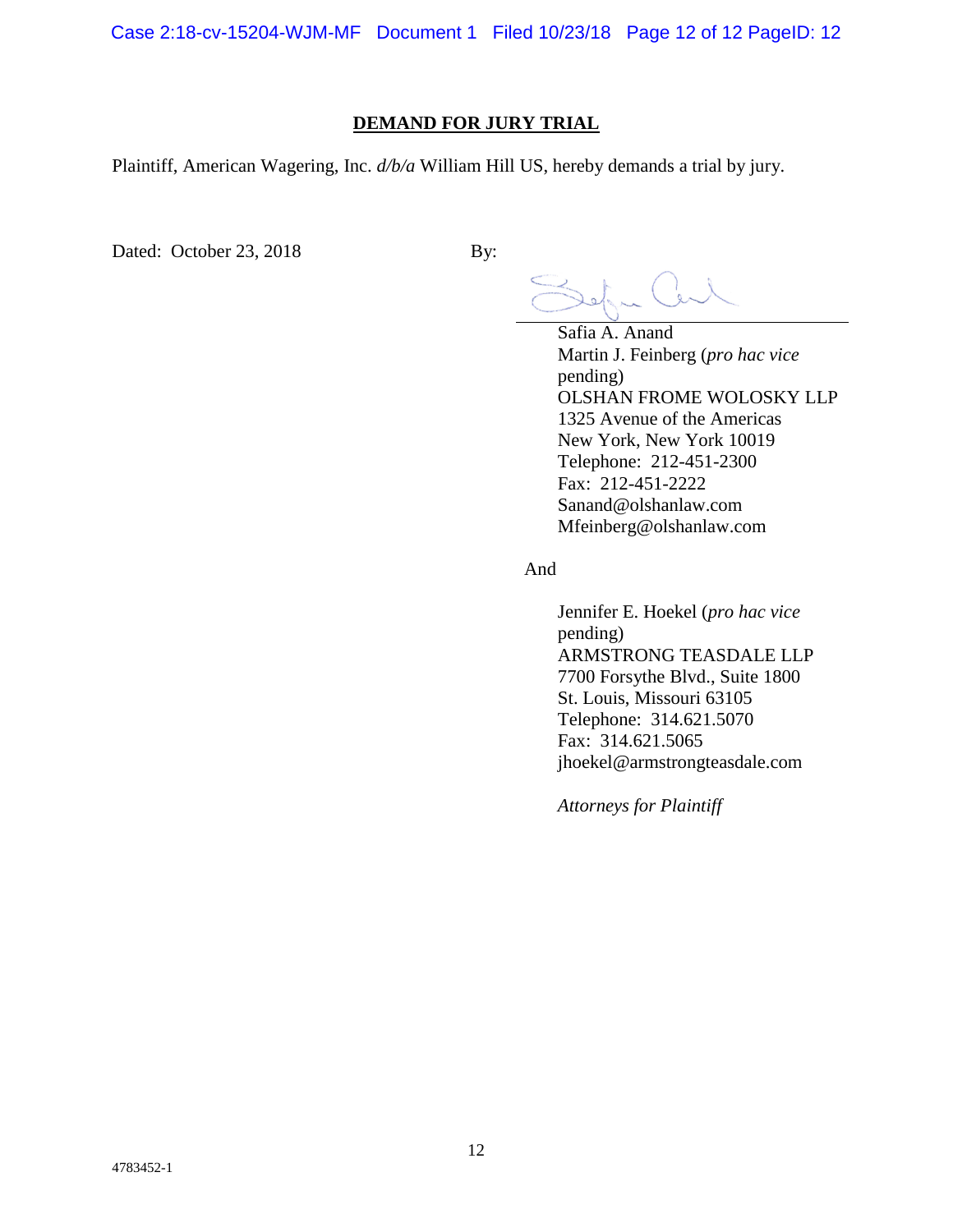## DEMAND FOR JURY TRIAL

Plaintiff, American Wagering, Inc. *d/b/a* William Hill US, hereby demands a trial by jury.

Dated: October 23, 2018

By:

Safia A. Anand
Martin J. Feinberg (*pro hac vice* pending)
OLSHAN FROME WOLOSKY LLP
1325 Avenue of the Americas
New York, New York 10019
Telephone: 212-451-2300
Fax: 212-451-2222
Sanand@olshanlaw.com
Mfeinberg@olshanlaw.com

And

Jennifer E. Hoekel (*pro hac vice* pending)
ARMSTRONG TEASDALE LLP
7700 Forsythe Blvd., Suite 1800
St. Louis, Missouri 63105
Telephone: 314.621.5070
Fax: 314.621.5065
jhoekel@armstrongteasdale.com

*Attorneys for Plaintiff*

4783452-1